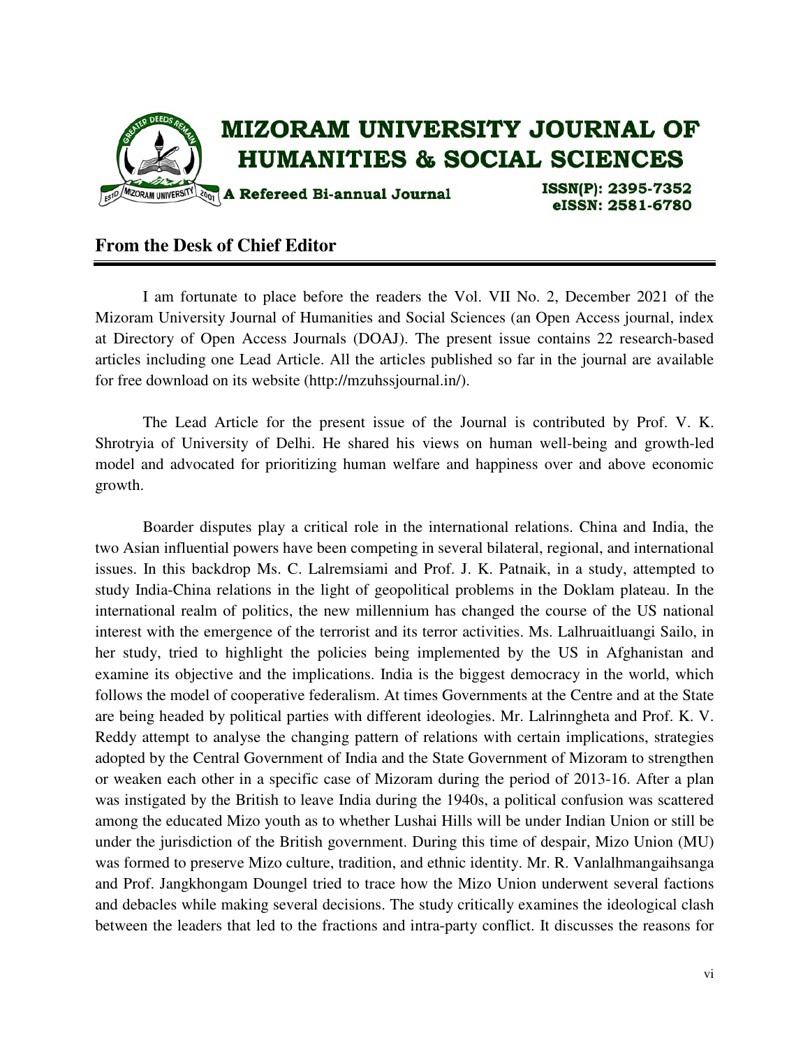# MIZORAM UNIVERSITY JOURNAL OF HUMANITIES & SOCIAL SCIENCES

A Refereed Bi-annual Journal

ISSN(P): 2395-7352
eISSN: 2581-6780

## From the Desk of Chief Editor

I am fortunate to place before the readers the Vol. VII No. 2, December 2021 of the Mizoram University Journal of Humanities and Social Sciences (an Open Access journal, index at Directory of Open Access Journals (DOAJ). The present issue contains 22 research-based articles including one Lead Article. All the articles published so far in the journal are available for free download on its website (http://mzuhssjournal.in/).

The Lead Article for the present issue of the Journal is contributed by Prof. V. K. Shrotryia of University of Delhi. He shared his views on human well-being and growth-led model and advocated for prioritizing human welfare and happiness over and above economic growth.

Boarder disputes play a critical role in the international relations. China and India, the two Asian influential powers have been competing in several bilateral, regional, and international issues. In this backdrop Ms. C. Lalremsiami and Prof. J. K. Patnaik, in a study, attempted to study India-China relations in the light of geopolitical problems in the Doklam plateau. In the international realm of politics, the new millennium has changed the course of the US national interest with the emergence of the terrorist and its terror activities. Ms. Lalhruaitluangi Sailo, in her study, tried to highlight the policies being implemented by the US in Afghanistan and examine its objective and the implications. India is the biggest democracy in the world, which follows the model of cooperative federalism. At times Governments at the Centre and at the State are being headed by political parties with different ideologies. Mr. Lalrinngheta and Prof. K. V. Reddy attempt to analyse the changing pattern of relations with certain implications, strategies adopted by the Central Government of India and the State Government of Mizoram to strengthen or weaken each other in a specific case of Mizoram during the period of 2013-16. After a plan was instigated by the British to leave India during the 1940s, a political confusion was scattered among the educated Mizo youth as to whether Lushai Hills will be under Indian Union or still be under the jurisdiction of the British government. During this time of despair, Mizo Union (MU) was formed to preserve Mizo culture, tradition, and ethnic identity. Mr. R. Vanlalhmangaihsanga and Prof. Jangkhongam Doungel tried to trace how the Mizo Union underwent several factions and debacles while making several decisions. The study critically examines the ideological clash between the leaders that led to the fractions and intra-party conflict. It discusses the reasons for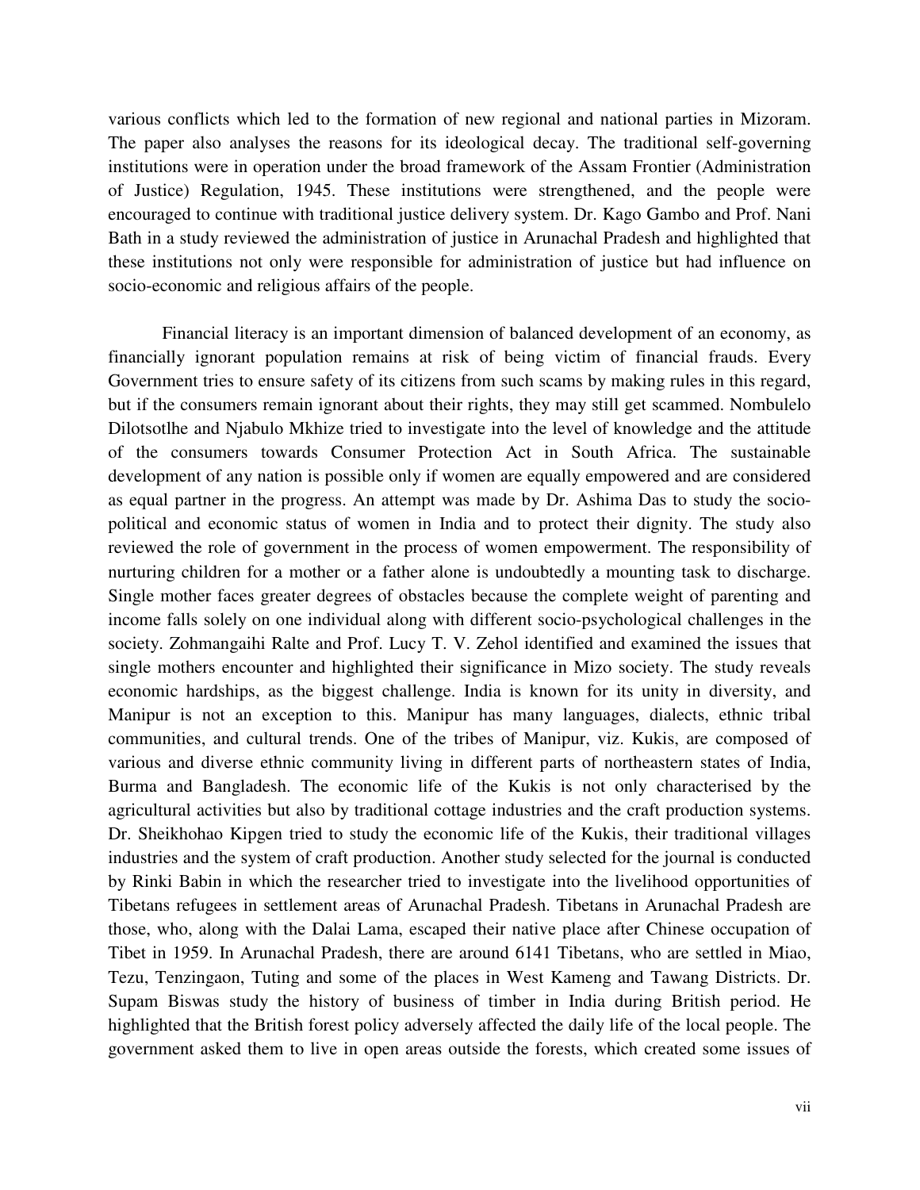various conflicts which led to the formation of new regional and national parties in Mizoram. The paper also analyses the reasons for its ideological decay. The traditional self-governing institutions were in operation under the broad framework of the Assam Frontier (Administration of Justice) Regulation, 1945. These institutions were strengthened, and the people were encouraged to continue with traditional justice delivery system. Dr. Kago Gambo and Prof. Nani Bath in a study reviewed the administration of justice in Arunachal Pradesh and highlighted that these institutions not only were responsible for administration of justice but had influence on socio-economic and religious affairs of the people.

Financial literacy is an important dimension of balanced development of an economy, as financially ignorant population remains at risk of being victim of financial frauds. Every Government tries to ensure safety of its citizens from such scams by making rules in this regard, but if the consumers remain ignorant about their rights, they may still get scammed. Nombulelo Dilotsotlhe and Njabulo Mkhize tried to investigate into the level of knowledge and the attitude of the consumers towards Consumer Protection Act in South Africa. The sustainable development of any nation is possible only if women are equally empowered and are considered as equal partner in the progress. An attempt was made by Dr. Ashima Das to study the socio-political and economic status of women in India and to protect their dignity. The study also reviewed the role of government in the process of women empowerment. The responsibility of nurturing children for a mother or a father alone is undoubtedly a mounting task to discharge. Single mother faces greater degrees of obstacles because the complete weight of parenting and income falls solely on one individual along with different socio-psychological challenges in the society. Zohmangaihi Ralte and Prof. Lucy T. V. Zehol identified and examined the issues that single mothers encounter and highlighted their significance in Mizo society. The study reveals economic hardships, as the biggest challenge. India is known for its unity in diversity, and Manipur is not an exception to this. Manipur has many languages, dialects, ethnic tribal communities, and cultural trends. One of the tribes of Manipur, viz. Kukis, are composed of various and diverse ethnic community living in different parts of northeastern states of India, Burma and Bangladesh. The economic life of the Kukis is not only characterised by the agricultural activities but also by traditional cottage industries and the craft production systems. Dr. Sheikhohao Kipgen tried to study the economic life of the Kukis, their traditional villages industries and the system of craft production. Another study selected for the journal is conducted by Rinki Babin in which the researcher tried to investigate into the livelihood opportunities of Tibetans refugees in settlement areas of Arunachal Pradesh. Tibetans in Arunachal Pradesh are those, who, along with the Dalai Lama, escaped their native place after Chinese occupation of Tibet in 1959. In Arunachal Pradesh, there are around 6141 Tibetans, who are settled in Miao, Tezu, Tenzingaon, Tuting and some of the places in West Kameng and Tawang Districts. Dr. Supam Biswas study the history of business of timber in India during British period. He highlighted that the British forest policy adversely affected the daily life of the local people. The government asked them to live in open areas outside the forests, which created some issues of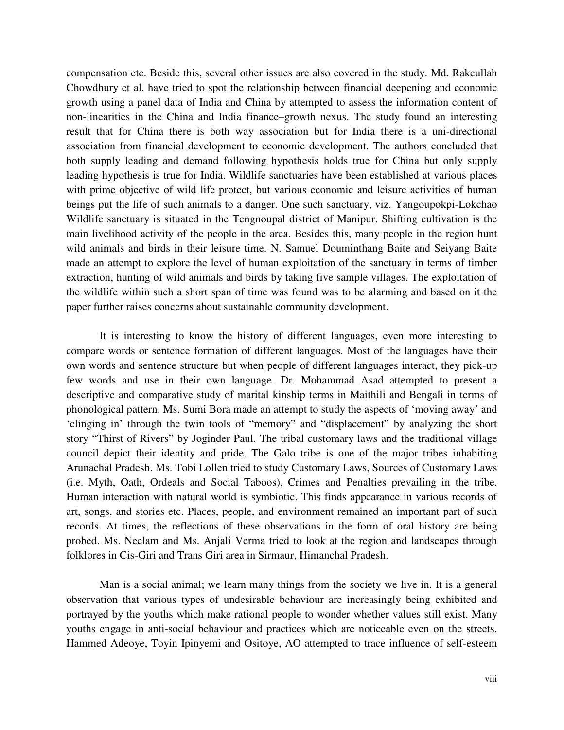compensation etc. Beside this, several other issues are also covered in the study. Md. Rakeullah Chowdhury et al. have tried to spot the relationship between financial deepening and economic growth using a panel data of India and China by attempted to assess the information content of non-linearities in the China and India finance–growth nexus. The study found an interesting result that for China there is both way association but for India there is a uni-directional association from financial development to economic development. The authors concluded that both supply leading and demand following hypothesis holds true for China but only supply leading hypothesis is true for India. Wildlife sanctuaries have been established at various places with prime objective of wild life protect, but various economic and leisure activities of human beings put the life of such animals to a danger. One such sanctuary, viz. Yangoupokpi-Lokchao Wildlife sanctuary is situated in the Tengnoupal district of Manipur. Shifting cultivation is the main livelihood activity of the people in the area. Besides this, many people in the region hunt wild animals and birds in their leisure time. N. Samuel Douminthang Baite and Seiyang Baite made an attempt to explore the level of human exploitation of the sanctuary in terms of timber extraction, hunting of wild animals and birds by taking five sample villages. The exploitation of the wildlife within such a short span of time was found was to be alarming and based on it the paper further raises concerns about sustainable community development.

It is interesting to know the history of different languages, even more interesting to compare words or sentence formation of different languages. Most of the languages have their own words and sentence structure but when people of different languages interact, they pick-up few words and use in their own language. Dr. Mohammad Asad attempted to present a descriptive and comparative study of marital kinship terms in Maithili and Bengali in terms of phonological pattern. Ms. Sumi Bora made an attempt to study the aspects of 'moving away' and 'clinging in' through the twin tools of "memory" and "displacement" by analyzing the short story "Thirst of Rivers" by Joginder Paul. The tribal customary laws and the traditional village council depict their identity and pride. The Galo tribe is one of the major tribes inhabiting Arunachal Pradesh. Ms. Tobi Lollen tried to study Customary Laws, Sources of Customary Laws (i.e. Myth, Oath, Ordeals and Social Taboos), Crimes and Penalties prevailing in the tribe. Human interaction with natural world is symbiotic. This finds appearance in various records of art, songs, and stories etc. Places, people, and environment remained an important part of such records. At times, the reflections of these observations in the form of oral history are being probed. Ms. Neelam and Ms. Anjali Verma tried to look at the region and landscapes through folklores in Cis-Giri and Trans Giri area in Sirmaur, Himanchal Pradesh.

Man is a social animal; we learn many things from the society we live in. It is a general observation that various types of undesirable behaviour are increasingly being exhibited and portrayed by the youths which make rational people to wonder whether values still exist. Many youths engage in anti-social behaviour and practices which are noticeable even on the streets. Hammed Adeoye, Toyin Ipinyemi and Ositoye, AO attempted to trace influence of self-esteem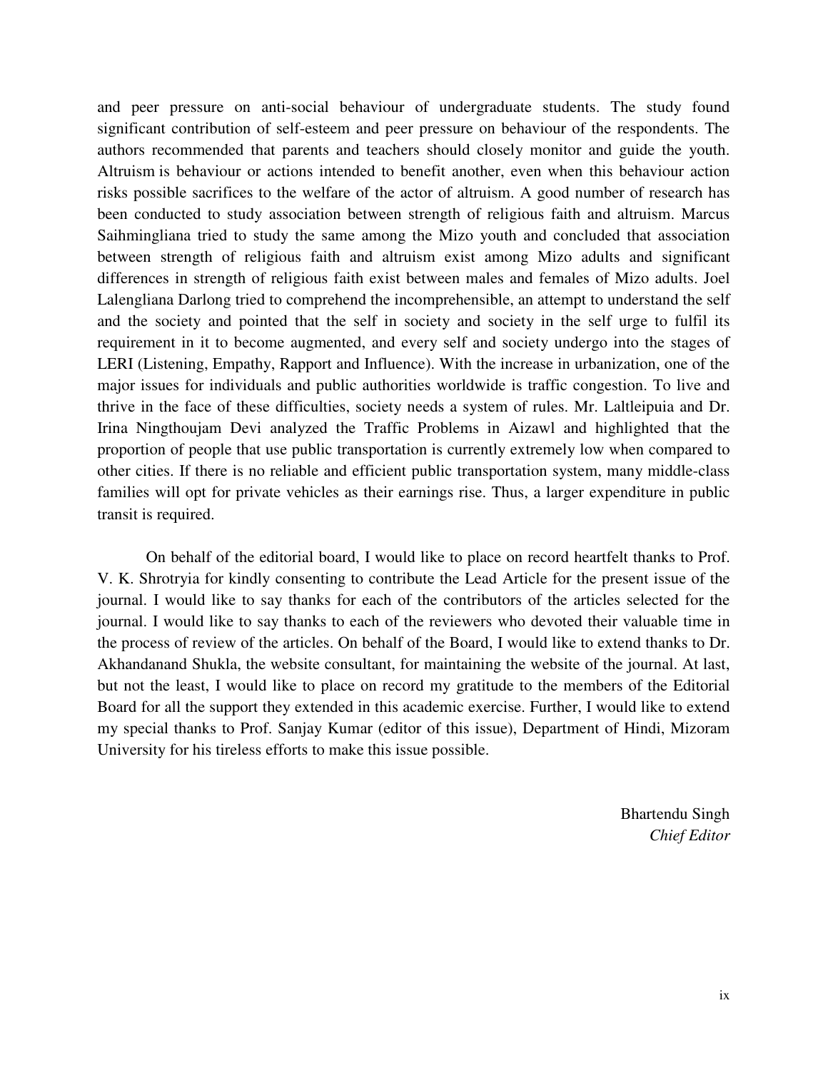and peer pressure on anti-social behaviour of undergraduate students. The study found significant contribution of self-esteem and peer pressure on behaviour of the respondents. The authors recommended that parents and teachers should closely monitor and guide the youth. Altruism is behaviour or actions intended to benefit another, even when this behaviour action risks possible sacrifices to the welfare of the actor of altruism. A good number of research has been conducted to study association between strength of religious faith and altruism. Marcus Saihmingliana tried to study the same among the Mizo youth and concluded that association between strength of religious faith and altruism exist among Mizo adults and significant differences in strength of religious faith exist between males and females of Mizo adults. Joel Lalengliana Darlong tried to comprehend the incomprehensible, an attempt to understand the self and the society and pointed that the self in society and society in the self urge to fulfil its requirement in it to become augmented, and every self and society undergo into the stages of LERI (Listening, Empathy, Rapport and Influence). With the increase in urbanization, one of the major issues for individuals and public authorities worldwide is traffic congestion. To live and thrive in the face of these difficulties, society needs a system of rules. Mr. Laltleipuia and Dr. Irina Ningthoujam Devi analyzed the Traffic Problems in Aizawl and highlighted that the proportion of people that use public transportation is currently extremely low when compared to other cities. If there is no reliable and efficient public transportation system, many middle-class families will opt for private vehicles as their earnings rise. Thus, a larger expenditure in public transit is required.

On behalf of the editorial board, I would like to place on record heartfelt thanks to Prof. V. K. Shrotryia for kindly consenting to contribute the Lead Article for the present issue of the journal. I would like to say thanks for each of the contributors of the articles selected for the journal. I would like to say thanks to each of the reviewers who devoted their valuable time in the process of review of the articles. On behalf of the Board, I would like to extend thanks to Dr. Akhandanand Shukla, the website consultant, for maintaining the website of the journal. At last, but not the least, I would like to place on record my gratitude to the members of the Editorial Board for all the support they extended in this academic exercise. Further, I would like to extend my special thanks to Prof. Sanjay Kumar (editor of this issue), Department of Hindi, Mizoram University for his tireless efforts to make this issue possible.

Bhartendu Singh
*Chief Editor*